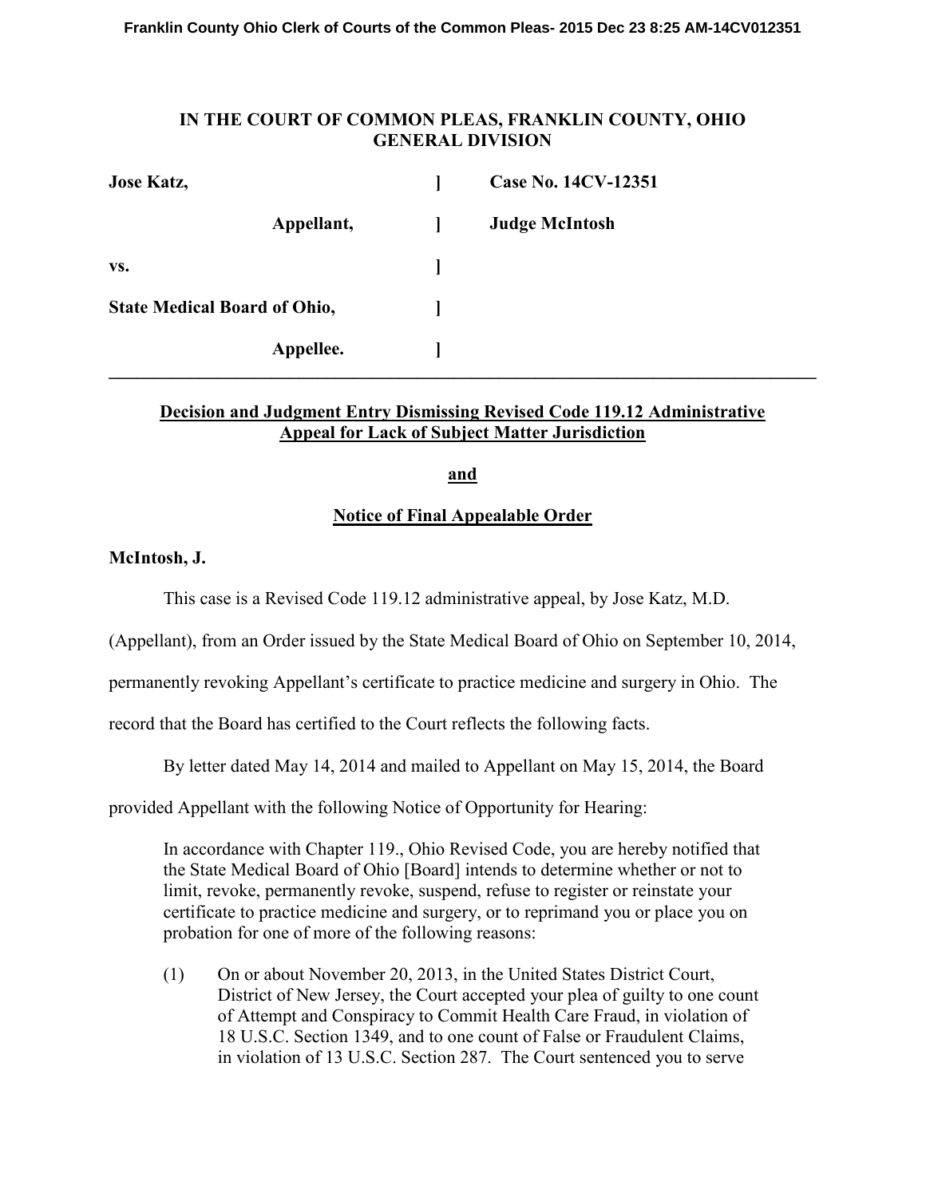Franklin County Ohio Clerk of Courts of the Common Pleas- 2015 Dec 23 8:25 AM-14CV012351

**IN THE COURT OF COMMON PLEAS, FRANKLIN COUNTY, OHIO
GENERAL DIVISION**

| | | |
|---|---|---|
| **Jose Katz,** | ] | **Case No. 14CV-12351** |
| **Appellant,** | ] | **Judge McIntosh** |
| **vs.** | ] | |
| **State Medical Board of Ohio,** | ] | |
| **Appellee.** | ] | |

---

**Decision and Judgment Entry Dismissing Revised Code 119.12 Administrative Appeal for Lack of Subject Matter Jurisdiction**

**and**

**Notice of Final Appealable Order**

**McIntosh, J.**

This case is a Revised Code 119.12 administrative appeal, by Jose Katz, M.D. (Appellant), from an Order issued by the State Medical Board of Ohio on September 10, 2014, permanently revoking Appellant's certificate to practice medicine and surgery in Ohio. The record that the Board has certified to the Court reflects the following facts.

By letter dated May 14, 2014 and mailed to Appellant on May 15, 2014, the Board provided Appellant with the following Notice of Opportunity for Hearing:

> In accordance with Chapter 119., Ohio Revised Code, you are hereby notified that the State Medical Board of Ohio [Board] intends to determine whether or not to limit, revoke, permanently revoke, suspend, refuse to register or reinstate your certificate to practice medicine and surgery, or to reprimand you or place you on probation for one of more of the following reasons:
>
> (1) On or about November 20, 2013, in the United States District Court, District of New Jersey, the Court accepted your plea of guilty to one count of Attempt and Conspiracy to Commit Health Care Fraud, in violation of 18 U.S.C. Section 1349, and to one count of False or Fraudulent Claims, in violation of 13 U.S.C. Section 287. The Court sentenced you to serve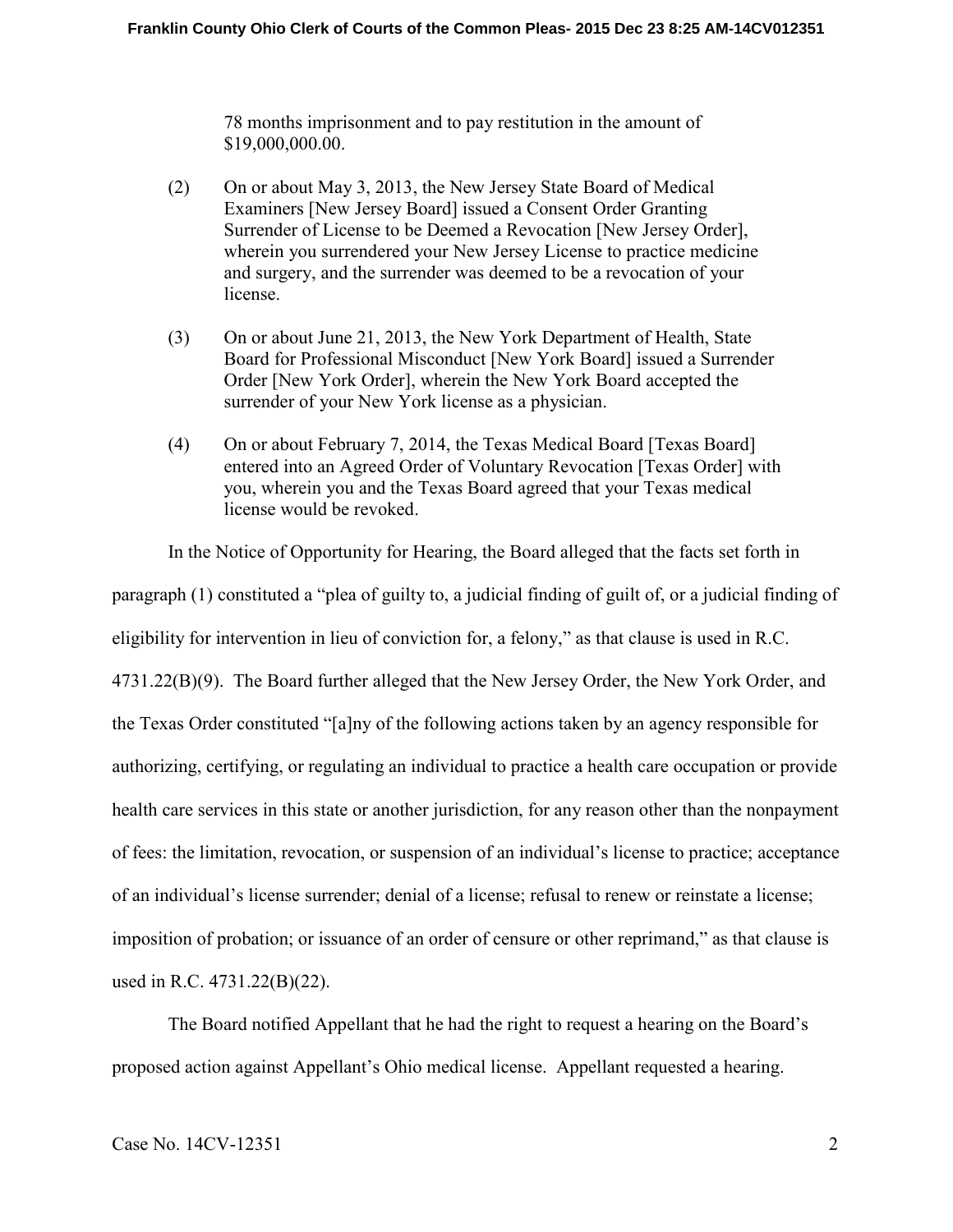78 months imprisonment and to pay restitution in the amount of $19,000,000.00.

(2) On or about May 3, 2013, the New Jersey State Board of Medical Examiners [New Jersey Board] issued a Consent Order Granting Surrender of License to be Deemed a Revocation [New Jersey Order], wherein you surrendered your New Jersey License to practice medicine and surgery, and the surrender was deemed to be a revocation of your license.

(3) On or about June 21, 2013, the New York Department of Health, State Board for Professional Misconduct [New York Board] issued a Surrender Order [New York Order], wherein the New York Board accepted the surrender of your New York license as a physician.

(4) On or about February 7, 2014, the Texas Medical Board [Texas Board] entered into an Agreed Order of Voluntary Revocation [Texas Order] with you, wherein you and the Texas Board agreed that your Texas medical license would be revoked.

In the Notice of Opportunity for Hearing, the Board alleged that the facts set forth in paragraph (1) constituted a "plea of guilty to, a judicial finding of guilt of, or a judicial finding of eligibility for intervention in lieu of conviction for, a felony," as that clause is used in R.C. 4731.22(B)(9). The Board further alleged that the New Jersey Order, the New York Order, and the Texas Order constituted "[a]ny of the following actions taken by an agency responsible for authorizing, certifying, or regulating an individual to practice a health care occupation or provide health care services in this state or another jurisdiction, for any reason other than the nonpayment of fees: the limitation, revocation, or suspension of an individual's license to practice; acceptance of an individual's license surrender; denial of a license; refusal to renew or reinstate a license; imposition of probation; or issuance of an order of censure or other reprimand," as that clause is used in R.C. 4731.22(B)(22).

The Board notified Appellant that he had the right to request a hearing on the Board's proposed action against Appellant's Ohio medical license. Appellant requested a hearing.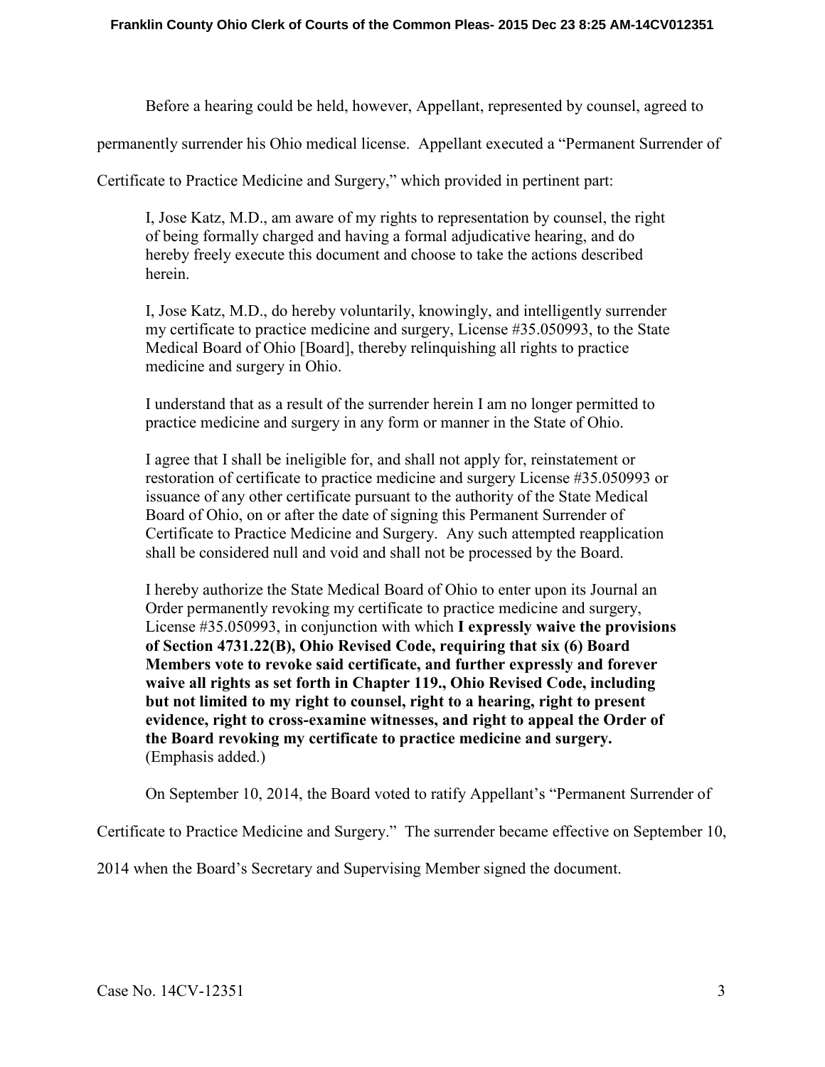Before a hearing could be held, however, Appellant, represented by counsel, agreed to permanently surrender his Ohio medical license. Appellant executed a "Permanent Surrender of Certificate to Practice Medicine and Surgery," which provided in pertinent part:

> I, Jose Katz, M.D., am aware of my rights to representation by counsel, the right of being formally charged and having a formal adjudicative hearing, and do hereby freely execute this document and choose to take the actions described herein.
>
> I, Jose Katz, M.D., do hereby voluntarily, knowingly, and intelligently surrender my certificate to practice medicine and surgery, License #35.050993, to the State Medical Board of Ohio [Board], thereby relinquishing all rights to practice medicine and surgery in Ohio.
>
> I understand that as a result of the surrender herein I am no longer permitted to practice medicine and surgery in any form or manner in the State of Ohio.
>
> I agree that I shall be ineligible for, and shall not apply for, reinstatement or restoration of certificate to practice medicine and surgery License #35.050993 or issuance of any other certificate pursuant to the authority of the State Medical Board of Ohio, on or after the date of signing this Permanent Surrender of Certificate to Practice Medicine and Surgery. Any such attempted reapplication shall be considered null and void and shall not be processed by the Board.
>
> I hereby authorize the State Medical Board of Ohio to enter upon its Journal an Order permanently revoking my certificate to practice medicine and surgery, License #35.050993, in conjunction with which **I expressly waive the provisions of Section 4731.22(B), Ohio Revised Code, requiring that six (6) Board Members vote to revoke said certificate, and further expressly and forever waive all rights as set forth in Chapter 119., Ohio Revised Code, including but not limited to my right to counsel, right to a hearing, right to present evidence, right to cross-examine witnesses, and right to appeal the Order of the Board revoking my certificate to practice medicine and surgery.** (Emphasis added.)

On September 10, 2014, the Board voted to ratify Appellant's "Permanent Surrender of Certificate to Practice Medicine and Surgery." The surrender became effective on September 10, 2014 when the Board's Secretary and Supervising Member signed the document.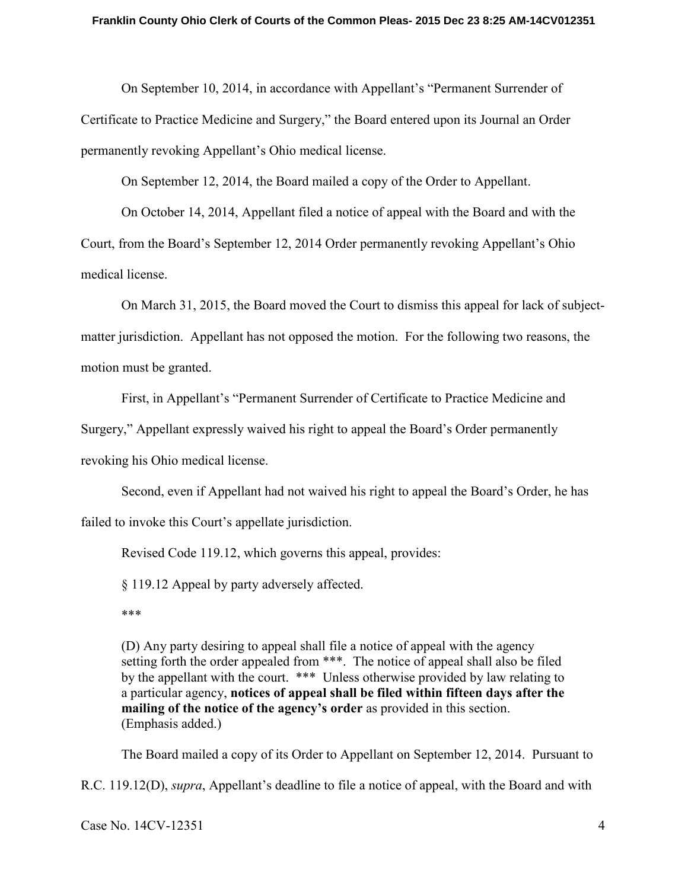On September 10, 2014, in accordance with Appellant's "Permanent Surrender of Certificate to Practice Medicine and Surgery," the Board entered upon its Journal an Order permanently revoking Appellant's Ohio medical license.

On September 12, 2014, the Board mailed a copy of the Order to Appellant.

On October 14, 2014, Appellant filed a notice of appeal with the Board and with the Court, from the Board's September 12, 2014 Order permanently revoking Appellant's Ohio medical license.

On March 31, 2015, the Board moved the Court to dismiss this appeal for lack of subject-matter jurisdiction. Appellant has not opposed the motion. For the following two reasons, the motion must be granted.

First, in Appellant's "Permanent Surrender of Certificate to Practice Medicine and Surgery," Appellant expressly waived his right to appeal the Board's Order permanently revoking his Ohio medical license.

Second, even if Appellant had not waived his right to appeal the Board's Order, he has failed to invoke this Court's appellate jurisdiction.

Revised Code 119.12, which governs this appeal, provides:

> § 119.12 Appeal by party adversely affected.
>
> ***
>
> (D) Any party desiring to appeal shall file a notice of appeal with the agency setting forth the order appealed from ***. The notice of appeal shall also be filed by the appellant with the court. *** Unless otherwise provided by law relating to a particular agency, **notices of appeal shall be filed within fifteen days after the mailing of the notice of the agency's order** as provided in this section. (Emphasis added.)

The Board mailed a copy of its Order to Appellant on September 12, 2014. Pursuant to R.C. 119.12(D), *supra*, Appellant's deadline to file a notice of appeal, with the Board and with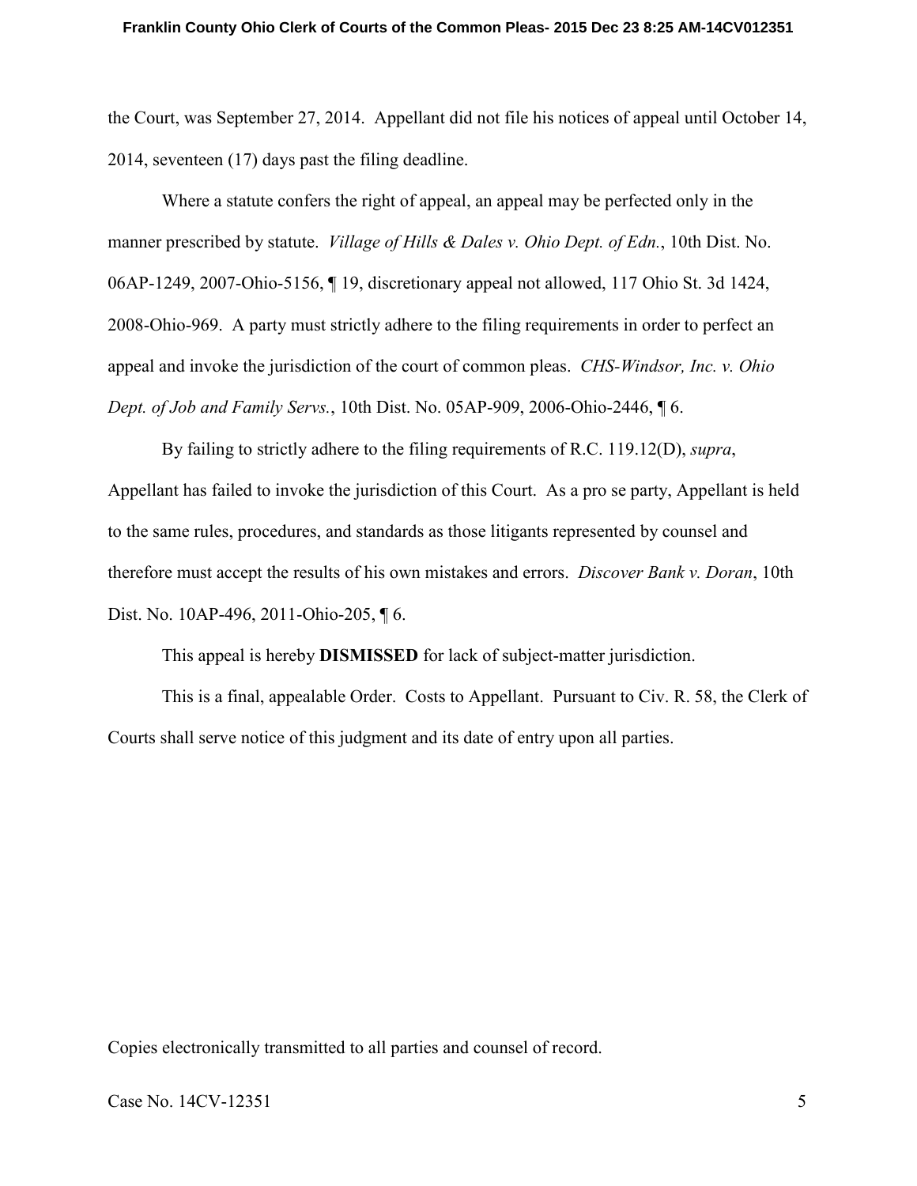the Court, was September 27, 2014. Appellant did not file his notices of appeal until October 14, 2014, seventeen (17) days past the filing deadline.

Where a statute confers the right of appeal, an appeal may be perfected only in the manner prescribed by statute. *Village of Hills & Dales v. Ohio Dept. of Edn.*, 10th Dist. No. 06AP-1249, 2007-Ohio-5156, ¶ 19, discretionary appeal not allowed, 117 Ohio St. 3d 1424, 2008-Ohio-969. A party must strictly adhere to the filing requirements in order to perfect an appeal and invoke the jurisdiction of the court of common pleas. *CHS-Windsor, Inc. v. Ohio Dept. of Job and Family Servs.*, 10th Dist. No. 05AP-909, 2006-Ohio-2446, ¶ 6.

By failing to strictly adhere to the filing requirements of R.C. 119.12(D), *supra*, Appellant has failed to invoke the jurisdiction of this Court. As a pro se party, Appellant is held to the same rules, procedures, and standards as those litigants represented by counsel and therefore must accept the results of his own mistakes and errors. *Discover Bank v. Doran*, 10th Dist. No. 10AP-496, 2011-Ohio-205, ¶ 6.

This appeal is hereby **DISMISSED** for lack of subject-matter jurisdiction.

This is a final, appealable Order. Costs to Appellant. Pursuant to Civ. R. 58, the Clerk of Courts shall serve notice of this judgment and its date of entry upon all parties.

Copies electronically transmitted to all parties and counsel of record.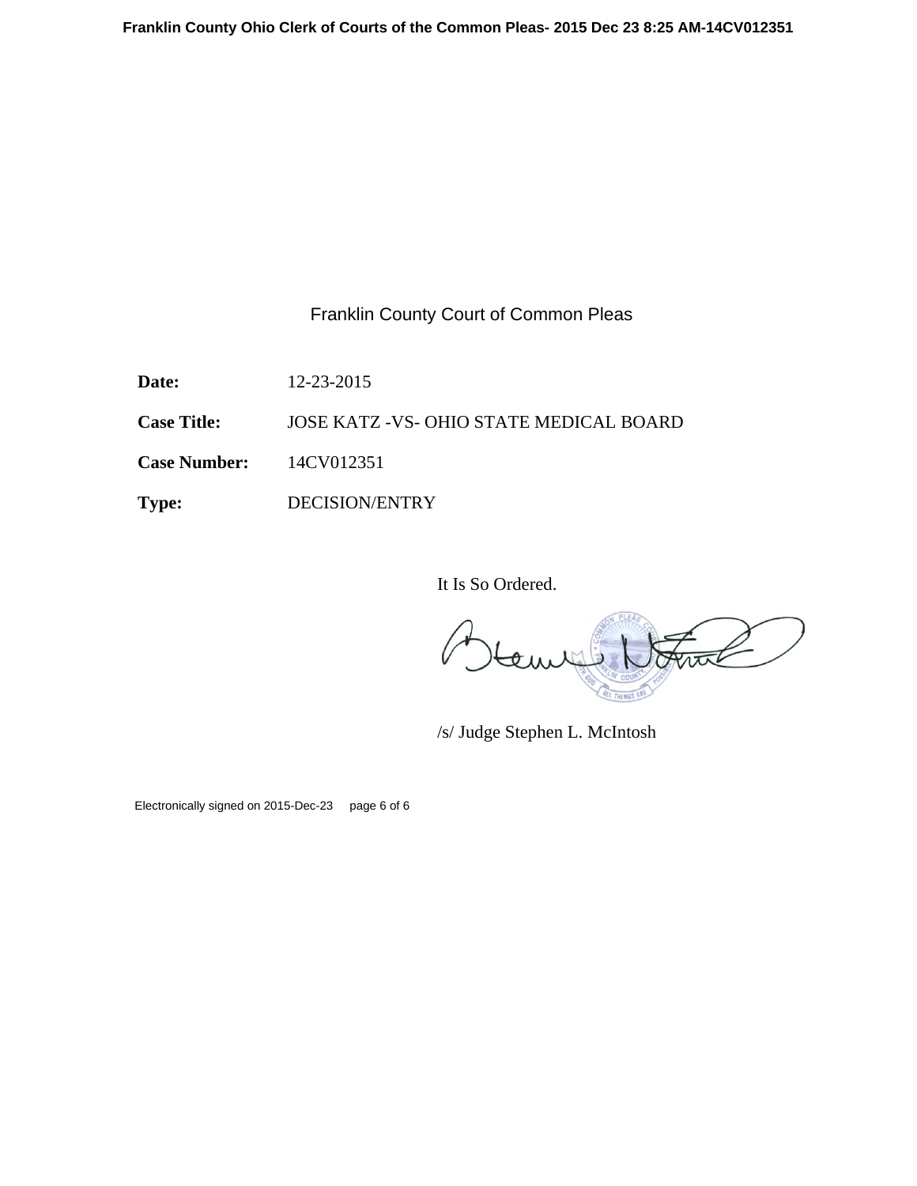Franklin County Court of Common Pleas

| | |
|---|---|
| **Date:** | 12-23-2015 |
| **Case Title:** | JOSE KATZ -VS- OHIO STATE MEDICAL BOARD |
| **Case Number:** | 14CV012351 |
| **Type:** | DECISION/ENTRY |

It Is So Ordered.

/s/ Judge Stephen L. McIntosh

Electronically signed on 2015-Dec-23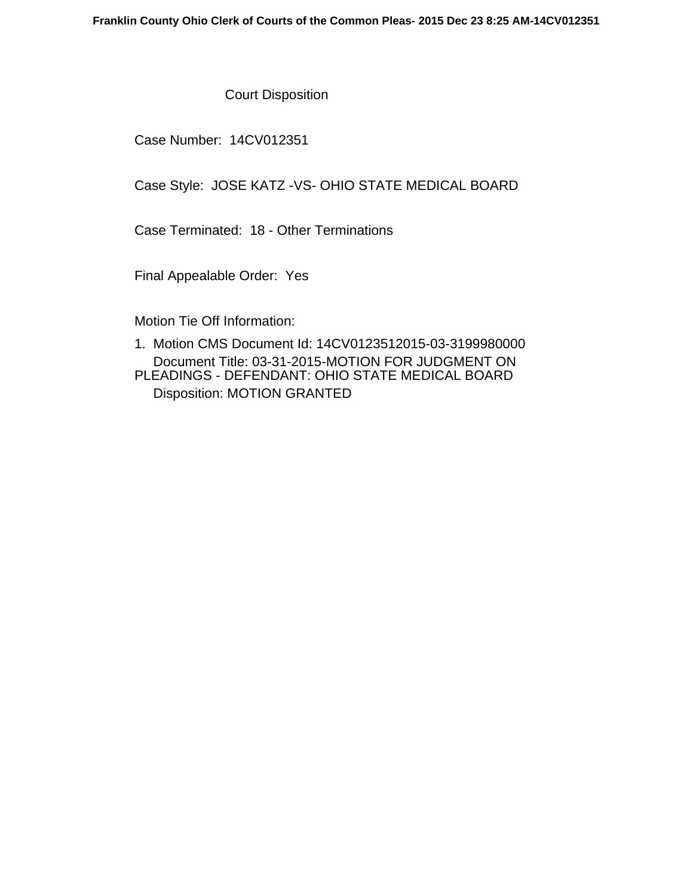# Court Disposition

Case Number: 14CV012351

Case Style: JOSE KATZ -VS- OHIO STATE MEDICAL BOARD

Case Terminated: 18 - Other Terminations

Final Appealable Order: Yes

Motion Tie Off Information:

1. Motion CMS Document Id: 14CV0123512015-03-3199980000
   Document Title: 03-31-2015-MOTION FOR JUDGMENT ON PLEADINGS - DEFENDANT: OHIO STATE MEDICAL BOARD
   Disposition: MOTION GRANTED